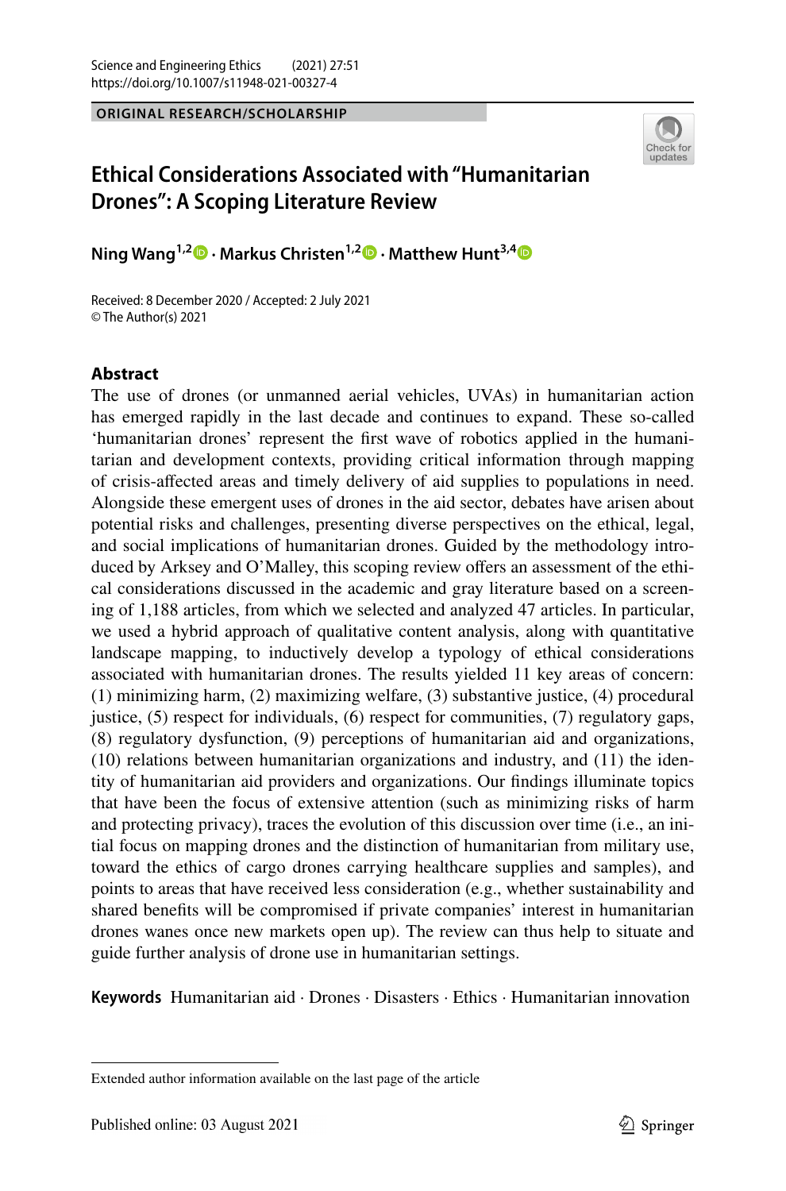ORIGINAL RESEARCH/SCHOLARSHIP

# Ethical Considerations Associated with "Humanitarian Drones": A Scoping Literature Review

**Ning Wang**[1,2] · **Markus Christen**[1,2] · **Matthew Hunt**[3,4]

Received: 8 December 2020 / Accepted: 2 July 2021
© The Author(s) 2021

## Abstract

The use of drones (or unmanned aerial vehicles, UVAs) in humanitarian action has emerged rapidly in the last decade and continues to expand. These so-called 'humanitarian drones' represent the first wave of robotics applied in the humanitarian and development contexts, providing critical information through mapping of crisis-affected areas and timely delivery of aid supplies to populations in need. Alongside these emergent uses of drones in the aid sector, debates have arisen about potential risks and challenges, presenting diverse perspectives on the ethical, legal, and social implications of humanitarian drones. Guided by the methodology introduced by Arksey and O'Malley, this scoping review offers an assessment of the ethical considerations discussed in the academic and gray literature based on a screening of 1,188 articles, from which we selected and analyzed 47 articles. In particular, we used a hybrid approach of qualitative content analysis, along with quantitative landscape mapping, to inductively develop a typology of ethical considerations associated with humanitarian drones. The results yielded 11 key areas of concern: (1) minimizing harm, (2) maximizing welfare, (3) substantive justice, (4) procedural justice, (5) respect for individuals, (6) respect for communities, (7) regulatory gaps, (8) regulatory dysfunction, (9) perceptions of humanitarian aid and organizations, (10) relations between humanitarian organizations and industry, and (11) the identity of humanitarian aid providers and organizations. Our findings illuminate topics that have been the focus of extensive attention (such as minimizing risks of harm and protecting privacy), traces the evolution of this discussion over time (i.e., an initial focus on mapping drones and the distinction of humanitarian from military use, toward the ethics of cargo drones carrying healthcare supplies and samples), and points to areas that have received less consideration (e.g., whether sustainability and shared benefits will be compromised if private companies' interest in humanitarian drones wanes once new markets open up). The review can thus help to situate and guide further analysis of drone use in humanitarian settings.

**Keywords** Humanitarian aid · Drones · Disasters · Ethics · Humanitarian innovation

Extended author information available on the last page of the article

Published online: 03 August 2021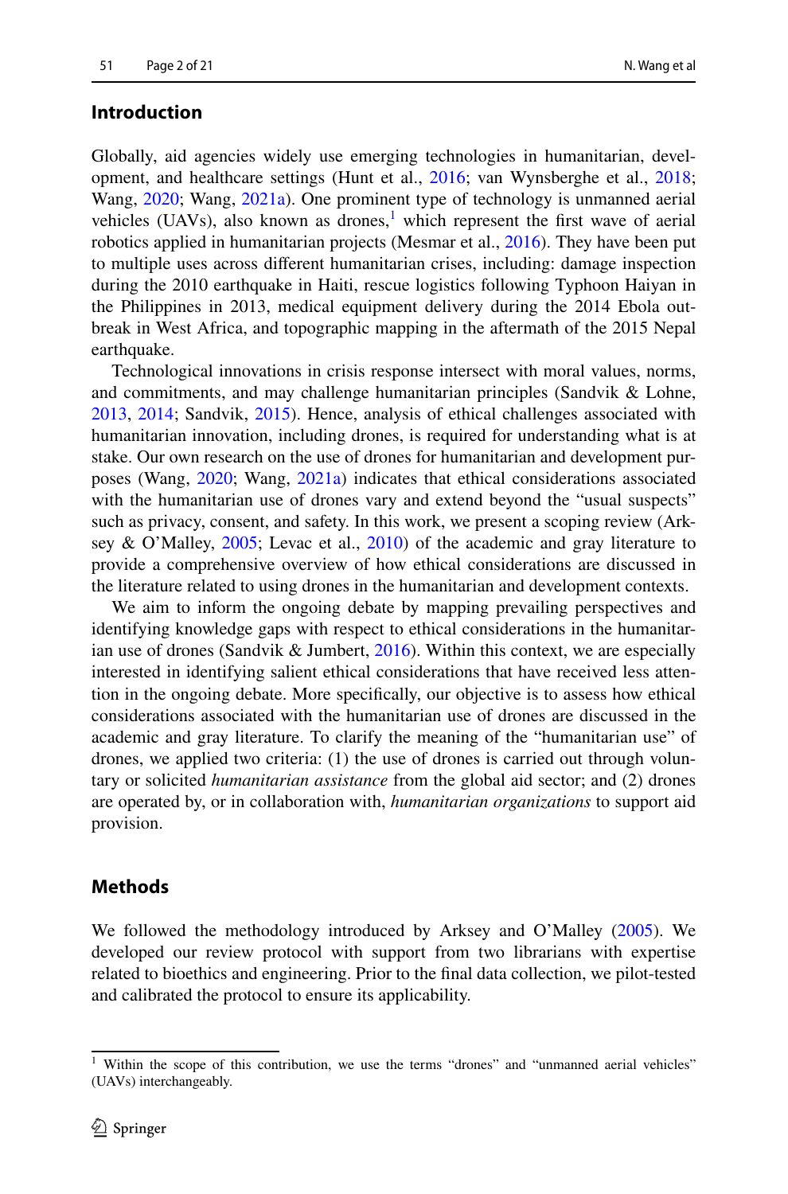## Introduction

Globally, aid agencies widely use emerging technologies in humanitarian, development, and healthcare settings (Hunt et al., 2016; van Wynsberghe et al., 2018; Wang, 2020; Wang, 2021a). One prominent type of technology is unmanned aerial vehicles (UAVs), also known as drones,[1] which represent the first wave of aerial robotics applied in humanitarian projects (Mesmar et al., 2016). They have been put to multiple uses across different humanitarian crises, including: damage inspection during the 2010 earthquake in Haiti, rescue logistics following Typhoon Haiyan in the Philippines in 2013, medical equipment delivery during the 2014 Ebola outbreak in West Africa, and topographic mapping in the aftermath of the 2015 Nepal earthquake.

Technological innovations in crisis response intersect with moral values, norms, and commitments, and may challenge humanitarian principles (Sandvik & Lohne, 2013, 2014; Sandvik, 2015). Hence, analysis of ethical challenges associated with humanitarian innovation, including drones, is required for understanding what is at stake. Our own research on the use of drones for humanitarian and development purposes (Wang, 2020; Wang, 2021a) indicates that ethical considerations associated with the humanitarian use of drones vary and extend beyond the "usual suspects" such as privacy, consent, and safety. In this work, we present a scoping review (Arksey & O'Malley, 2005; Levac et al., 2010) of the academic and gray literature to provide a comprehensive overview of how ethical considerations are discussed in the literature related to using drones in the humanitarian and development contexts.

We aim to inform the ongoing debate by mapping prevailing perspectives and identifying knowledge gaps with respect to ethical considerations in the humanitarian use of drones (Sandvik & Jumbert, 2016). Within this context, we are especially interested in identifying salient ethical considerations that have received less attention in the ongoing debate. More specifically, our objective is to assess how ethical considerations associated with the humanitarian use of drones are discussed in the academic and gray literature. To clarify the meaning of the "humanitarian use" of drones, we applied two criteria: (1) the use of drones is carried out through voluntary or solicited *humanitarian assistance* from the global aid sector; and (2) drones are operated by, or in collaboration with, *humanitarian organizations* to support aid provision.

## Methods

We followed the methodology introduced by Arksey and O'Malley (2005). We developed our review protocol with support from two librarians with expertise related to bioethics and engineering. Prior to the final data collection, we pilot-tested and calibrated the protocol to ensure its applicability.

[1] Within the scope of this contribution, we use the terms "drones" and "unmanned aerial vehicles" (UAVs) interchangeably.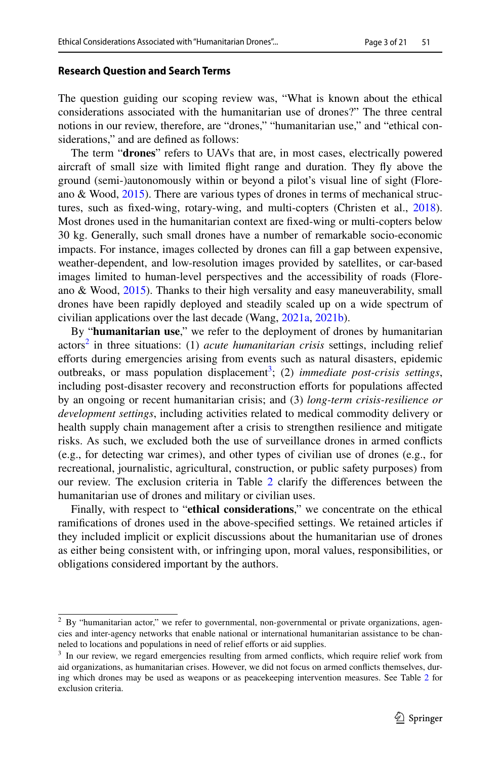### Research Question and Search Terms

The question guiding our scoping review was, "What is known about the ethical considerations associated with the humanitarian use of drones?" The three central notions in our review, therefore, are "drones," "humanitarian use," and "ethical considerations," and are defined as follows:

The term "**drones**" refers to UAVs that are, in most cases, electrically powered aircraft of small size with limited flight range and duration. They fly above the ground (semi-)autonomously within or beyond a pilot's visual line of sight (Floreano & Wood, 2015). There are various types of drones in terms of mechanical structures, such as fixed-wing, rotary-wing, and multi-copters (Christen et al., 2018). Most drones used in the humanitarian context are fixed-wing or multi-copters below 30 kg. Generally, such small drones have a number of remarkable socio-economic impacts. For instance, images collected by drones can fill a gap between expensive, weather-dependent, and low-resolution images provided by satellites, or car-based images limited to human-level perspectives and the accessibility of roads (Floreano & Wood, 2015). Thanks to their high versality and easy maneuverability, small drones have been rapidly deployed and steadily scaled up on a wide spectrum of civilian applications over the last decade (Wang, 2021a, 2021b).

By "**humanitarian use**," we refer to the deployment of drones by humanitarian actors[2] in three situations: (1) *acute humanitarian crisis* settings, including relief efforts during emergencies arising from events such as natural disasters, epidemic outbreaks, or mass population displacement[3]; (2) *immediate post-crisis settings*, including post-disaster recovery and reconstruction efforts for populations affected by an ongoing or recent humanitarian crisis; and (3) *long-term crisis-resilience or development settings*, including activities related to medical commodity delivery or health supply chain management after a crisis to strengthen resilience and mitigate risks. As such, we excluded both the use of surveillance drones in armed conflicts (e.g., for detecting war crimes), and other types of civilian use of drones (e.g., for recreational, journalistic, agricultural, construction, or public safety purposes) from our review. The exclusion criteria in Table 2 clarify the differences between the humanitarian use of drones and military or civilian uses.

Finally, with respect to "**ethical considerations**," we concentrate on the ethical ramifications of drones used in the above-specified settings. We retained articles if they included implicit or explicit discussions about the humanitarian use of drones as either being consistent with, or infringing upon, moral values, responsibilities, or obligations considered important by the authors.

---

[2] By "humanitarian actor," we refer to governmental, non-governmental or private organizations, agencies and inter-agency networks that enable national or international humanitarian assistance to be channeled to locations and populations in need of relief efforts or aid supplies.

[3] In our review, we regard emergencies resulting from armed conflicts, which require relief work from aid organizations, as humanitarian crises. However, we did not focus on armed conflicts themselves, during which drones may be used as weapons or as peacekeeping intervention measures. See Table 2 for exclusion criteria.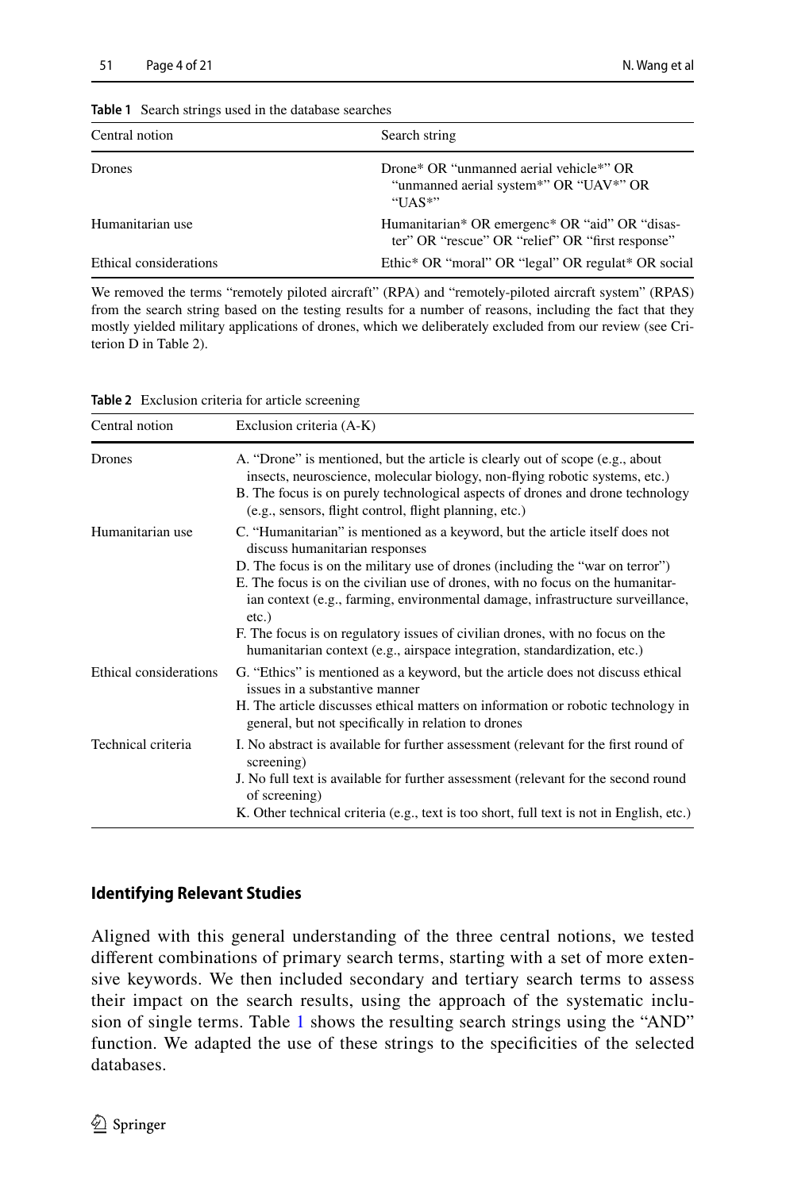**Table 1** Search strings used in the database searches

| Central notion | Search string |
| --- | --- |
| Drones | Drone* OR "unmanned aerial vehicle*" OR "unmanned aerial system*" OR "UAV*" OR "UAS*" |
| Humanitarian use | Humanitarian* OR emergenc* OR "aid" OR "disaster" OR "rescue" OR "relief" OR "first response" |
| Ethical considerations | Ethic* OR "moral" OR "legal" OR regulat* OR social |

We removed the terms "remotely piloted aircraft" (RPA) and "remotely-piloted aircraft system" (RPAS) from the search string based on the testing results for a number of reasons, including the fact that they mostly yielded military applications of drones, which we deliberately excluded from our review (see Criterion D in Table 2).

**Table 2** Exclusion criteria for article screening

| Central notion | Exclusion criteria (A-K) |
| --- | --- |
| Drones | A. "Drone" is mentioned, but the article is clearly out of scope (e.g., about insects, neuroscience, molecular biology, non-flying robotic systems, etc.)<br>B. The focus is on purely technological aspects of drones and drone technology (e.g., sensors, flight control, flight planning, etc.) |
| Humanitarian use | C. "Humanitarian" is mentioned as a keyword, but the article itself does not discuss humanitarian responses<br>D. The focus is on the military use of drones (including the "war on terror")<br>E. The focus is on the civilian use of drones, with no focus on the humanitarian context (e.g., farming, environmental damage, infrastructure surveillance, etc.)<br>F. The focus is on regulatory issues of civilian drones, with no focus on the humanitarian context (e.g., airspace integration, standardization, etc.) |
| Ethical considerations | G. "Ethics" is mentioned as a keyword, but the article does not discuss ethical issues in a substantive manner<br>H. The article discusses ethical matters on information or robotic technology in general, but not specifically in relation to drones |
| Technical criteria | I. No abstract is available for further assessment (relevant for the first round of screening)<br>J. No full text is available for further assessment (relevant for the second round of screening)<br>K. Other technical criteria (e.g., text is too short, full text is not in English, etc.) |

### Identifying Relevant Studies

Aligned with this general understanding of the three central notions, we tested different combinations of primary search terms, starting with a set of more extensive keywords. We then included secondary and tertiary search terms to assess their impact on the search results, using the approach of the systematic inclusion of single terms. Table 1 shows the resulting search strings using the "AND" function. We adapted the use of these strings to the specificities of the selected databases.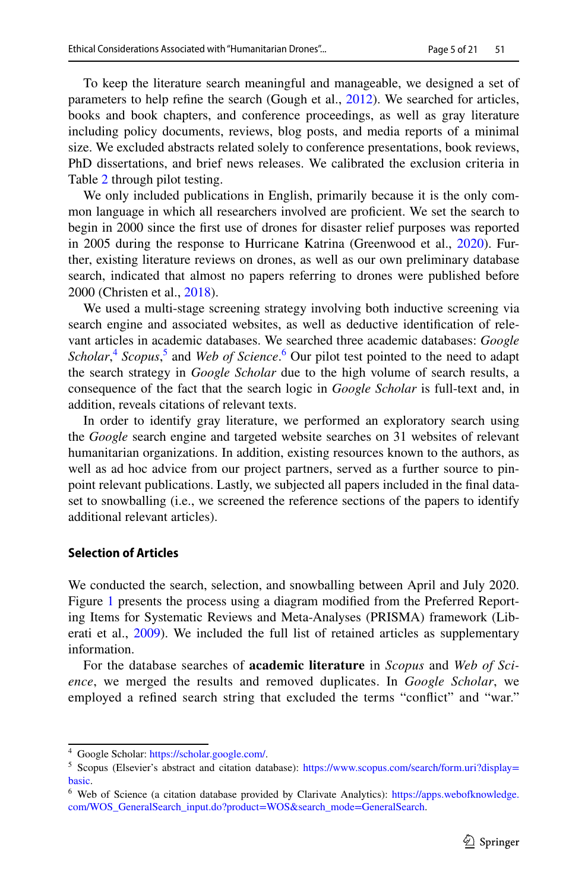To keep the literature search meaningful and manageable, we designed a set of parameters to help refine the search (Gough et al., 2012). We searched for articles, books and book chapters, and conference proceedings, as well as gray literature including policy documents, reviews, blog posts, and media reports of a minimal size. We excluded abstracts related solely to conference presentations, book reviews, PhD dissertations, and brief news releases. We calibrated the exclusion criteria in Table 2 through pilot testing.

We only included publications in English, primarily because it is the only common language in which all researchers involved are proficient. We set the search to begin in 2000 since the first use of drones for disaster relief purposes was reported in 2005 during the response to Hurricane Katrina (Greenwood et al., 2020). Further, existing literature reviews on drones, as well as our own preliminary database search, indicated that almost no papers referring to drones were published before 2000 (Christen et al., 2018).

We used a multi-stage screening strategy involving both inductive screening via search engine and associated websites, as well as deductive identification of relevant articles in academic databases. We searched three academic databases: *Google Scholar*,[4] *Scopus*,[5] and *Web of Science*.[6] Our pilot test pointed to the need to adapt the search strategy in *Google Scholar* due to the high volume of search results, a consequence of the fact that the search logic in *Google Scholar* is full-text and, in addition, reveals citations of relevant texts.

In order to identify gray literature, we performed an exploratory search using the *Google* search engine and targeted website searches on 31 websites of relevant humanitarian organizations. In addition, existing resources known to the authors, as well as ad hoc advice from our project partners, served as a further source to pinpoint relevant publications. Lastly, we subjected all papers included in the final dataset to snowballing (i.e., we screened the reference sections of the papers to identify additional relevant articles).

### Selection of Articles

We conducted the search, selection, and snowballing between April and July 2020. Figure 1 presents the process using a diagram modified from the Preferred Reporting Items for Systematic Reviews and Meta-Analyses (PRISMA) framework (Liberati et al., 2009). We included the full list of retained articles as supplementary information.

For the database searches of **academic literature** in *Scopus* and *Web of Science*, we merged the results and removed duplicates. In *Google Scholar*, we employed a refined search string that excluded the terms "conflict" and "war."

---

[4] Google Scholar: https://scholar.google.com/.

[5] Scopus (Elsevier's abstract and citation database): https://www.scopus.com/search/form.uri?display=basic.

[6] Web of Science (a citation database provided by Clarivate Analytics): https://apps.webofknowledge.com/WOS_GeneralSearch_input.do?product=WOS&search_mode=GeneralSearch.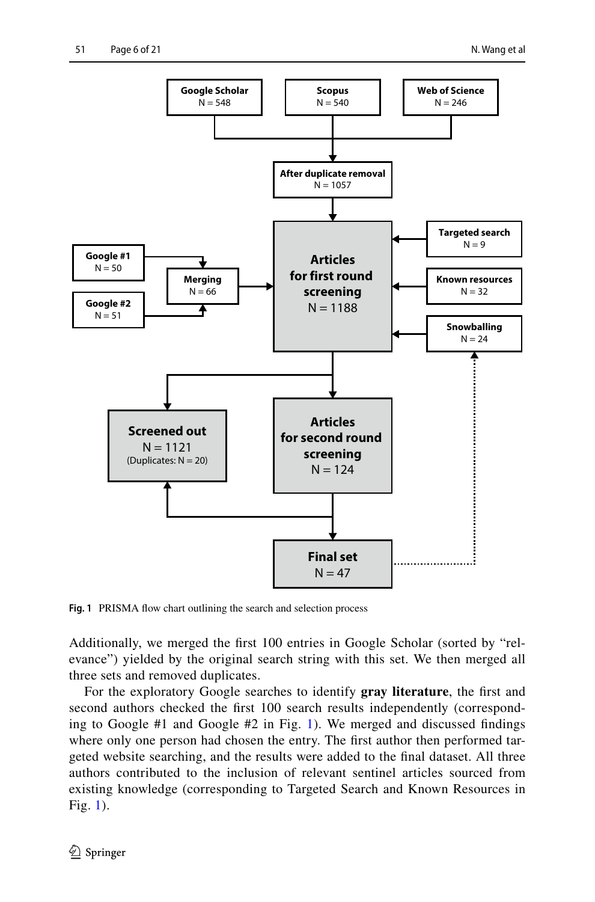Fig. 1 PRISMA flow chart outlining the search and selection process

Additionally, we merged the first 100 entries in Google Scholar (sorted by "relevance") yielded by the original search string with this set. We then merged all three sets and removed duplicates.

For the exploratory Google searches to identify **gray literature**, the first and second authors checked the first 100 search results independently (corresponding to Google #1 and Google #2 in Fig. 1). We merged and discussed findings where only one person had chosen the entry. The first author then performed targeted website searching, and the results were added to the final dataset. All three authors contributed to the inclusion of relevant sentinel articles sourced from existing knowledge (corresponding to Targeted Search and Known Resources in Fig. 1).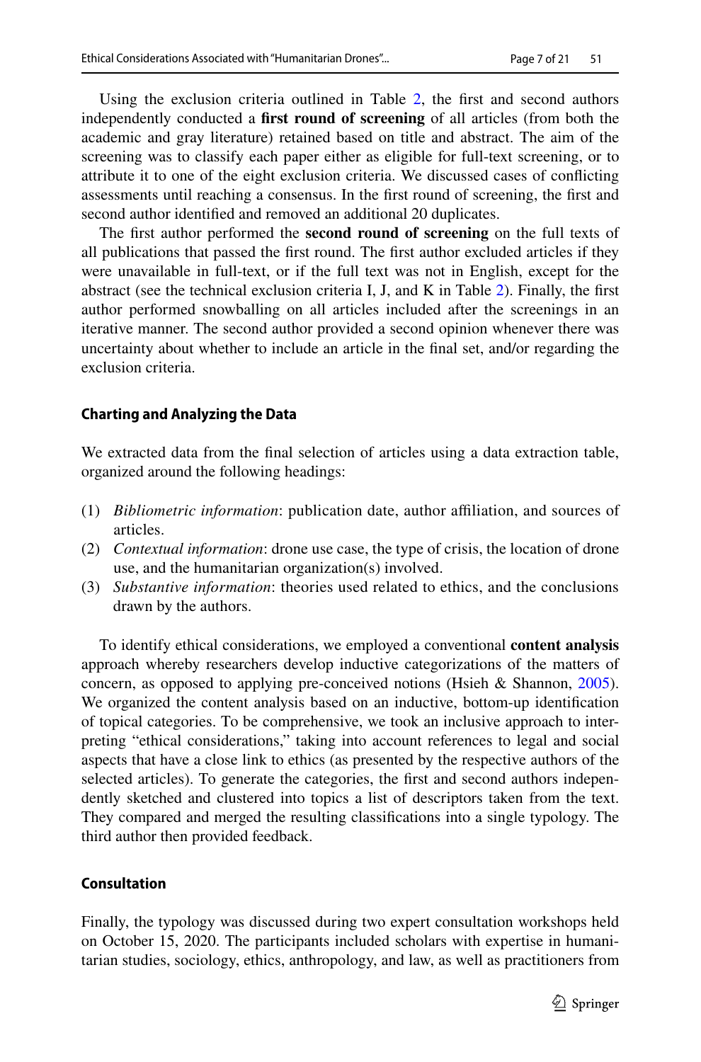Using the exclusion criteria outlined in Table 2, the first and second authors independently conducted a **first round of screening** of all articles (from both the academic and gray literature) retained based on title and abstract. The aim of the screening was to classify each paper either as eligible for full-text screening, or to attribute it to one of the eight exclusion criteria. We discussed cases of conflicting assessments until reaching a consensus. In the first round of screening, the first and second author identified and removed an additional 20 duplicates.

The first author performed the **second round of screening** on the full texts of all publications that passed the first round. The first author excluded articles if they were unavailable in full-text, or if the full text was not in English, except for the abstract (see the technical exclusion criteria I, J, and K in Table 2). Finally, the first author performed snowballing on all articles included after the screenings in an iterative manner. The second author provided a second opinion whenever there was uncertainty about whether to include an article in the final set, and/or regarding the exclusion criteria.

### Charting and Analyzing the Data

We extracted data from the final selection of articles using a data extraction table, organized around the following headings:

(1) *Bibliometric information*: publication date, author affiliation, and sources of articles.
(2) *Contextual information*: drone use case, the type of crisis, the location of drone use, and the humanitarian organization(s) involved.
(3) *Substantive information*: theories used related to ethics, and the conclusions drawn by the authors.

To identify ethical considerations, we employed a conventional **content analysis** approach whereby researchers develop inductive categorizations of the matters of concern, as opposed to applying pre-conceived notions (Hsieh & Shannon, 2005). We organized the content analysis based on an inductive, bottom-up identification of topical categories. To be comprehensive, we took an inclusive approach to interpreting "ethical considerations," taking into account references to legal and social aspects that have a close link to ethics (as presented by the respective authors of the selected articles). To generate the categories, the first and second authors independently sketched and clustered into topics a list of descriptors taken from the text. They compared and merged the resulting classifications into a single typology. The third author then provided feedback.

### Consultation

Finally, the typology was discussed during two expert consultation workshops held on October 15, 2020. The participants included scholars with expertise in humanitarian studies, sociology, ethics, anthropology, and law, as well as practitioners from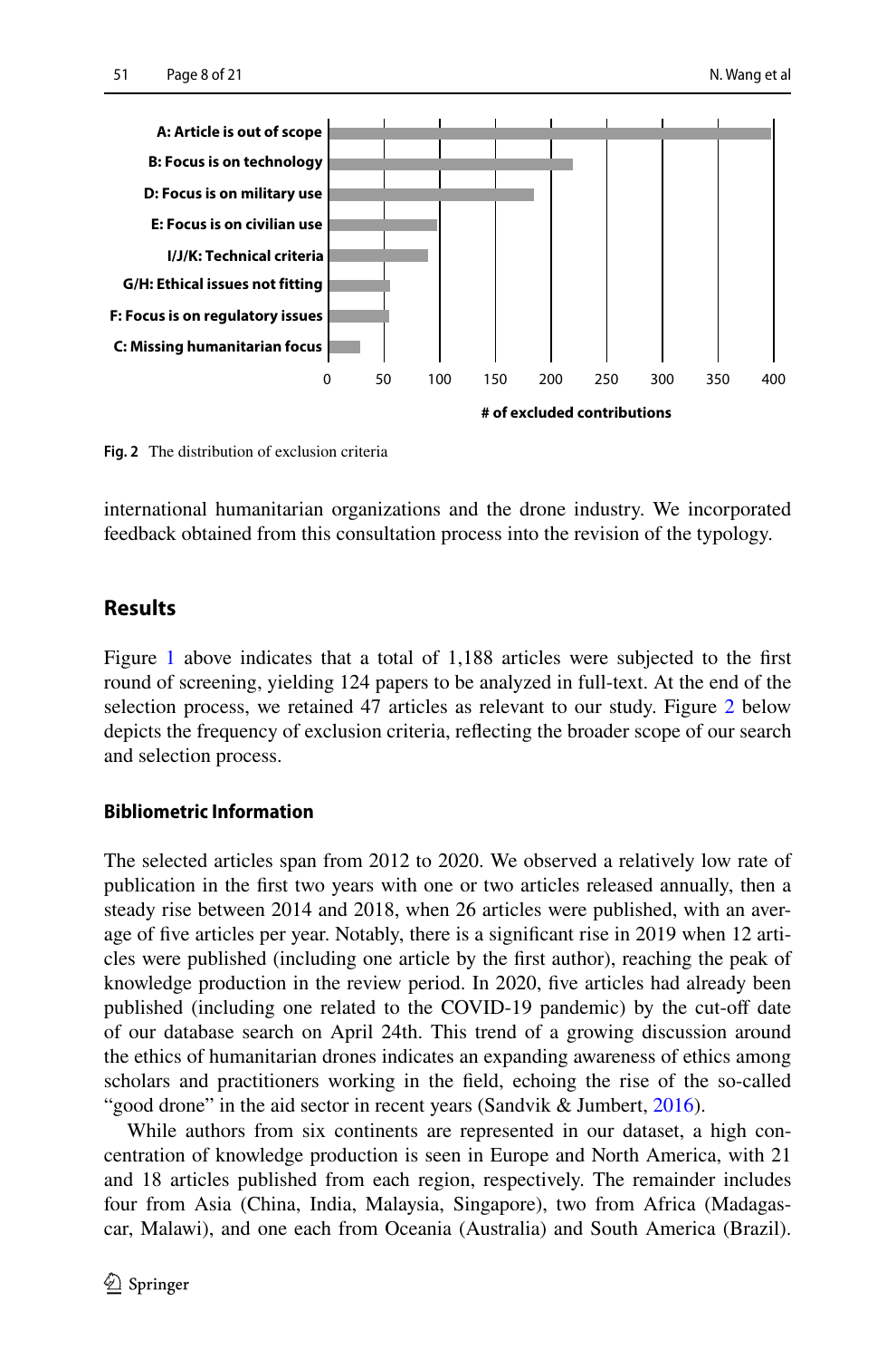Fig. 2 The distribution of exclusion criteria

international humanitarian organizations and the drone industry. We incorporated feedback obtained from this consultation process into the revision of the typology.

## Results

Figure 1 above indicates that a total of 1,188 articles were subjected to the first round of screening, yielding 124 papers to be analyzed in full-text. At the end of the selection process, we retained 47 articles as relevant to our study. Figure 2 below depicts the frequency of exclusion criteria, reflecting the broader scope of our search and selection process.

### Bibliometric Information

The selected articles span from 2012 to 2020. We observed a relatively low rate of publication in the first two years with one or two articles released annually, then a steady rise between 2014 and 2018, when 26 articles were published, with an average of five articles per year. Notably, there is a significant rise in 2019 when 12 articles were published (including one article by the first author), reaching the peak of knowledge production in the review period. In 2020, five articles had already been published (including one related to the COVID-19 pandemic) by the cut-off date of our database search on April 24th. This trend of a growing discussion around the ethics of humanitarian drones indicates an expanding awareness of ethics among scholars and practitioners working in the field, echoing the rise of the so-called "good drone" in the aid sector in recent years (Sandvik & Jumbert, 2016).

While authors from six continents are represented in our dataset, a high concentration of knowledge production is seen in Europe and North America, with 21 and 18 articles published from each region, respectively. The remainder includes four from Asia (China, India, Malaysia, Singapore), two from Africa (Madagascar, Malawi), and one each from Oceania (Australia) and South America (Brazil).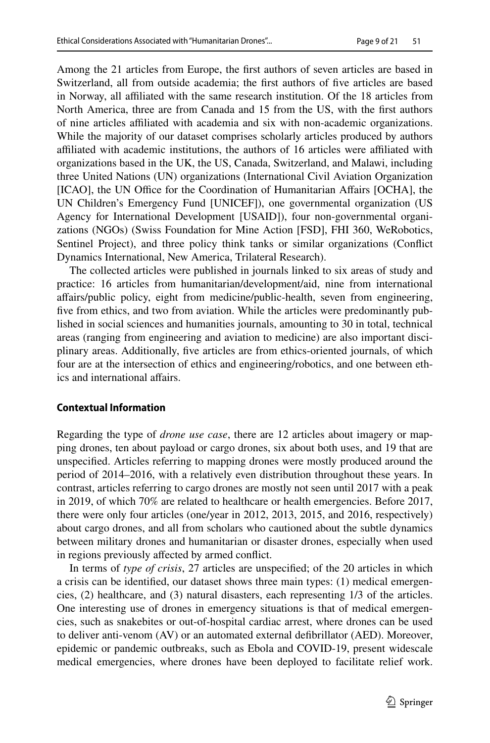Among the 21 articles from Europe, the first authors of seven articles are based in Switzerland, all from outside academia; the first authors of five articles are based in Norway, all affiliated with the same research institution. Of the 18 articles from North America, three are from Canada and 15 from the US, with the first authors of nine articles affiliated with academia and six with non-academic organizations. While the majority of our dataset comprises scholarly articles produced by authors affiliated with academic institutions, the authors of 16 articles were affiliated with organizations based in the UK, the US, Canada, Switzerland, and Malawi, including three United Nations (UN) organizations (International Civil Aviation Organization [ICAO], the UN Office for the Coordination of Humanitarian Affairs [OCHA], the UN Children's Emergency Fund [UNICEF]), one governmental organization (US Agency for International Development [USAID]), four non-governmental organizations (NGOs) (Swiss Foundation for Mine Action [FSD], FHI 360, WeRobotics, Sentinel Project), and three policy think tanks or similar organizations (Conflict Dynamics International, New America, Trilateral Research).

The collected articles were published in journals linked to six areas of study and practice: 16 articles from humanitarian/development/aid, nine from international affairs/public policy, eight from medicine/public-health, seven from engineering, five from ethics, and two from aviation. While the articles were predominantly published in social sciences and humanities journals, amounting to 30 in total, technical areas (ranging from engineering and aviation to medicine) are also important disciplinary areas. Additionally, five articles are from ethics-oriented journals, of which four are at the intersection of ethics and engineering/robotics, and one between ethics and international affairs.

### Contextual Information

Regarding the type of *drone use case*, there are 12 articles about imagery or mapping drones, ten about payload or cargo drones, six about both uses, and 19 that are unspecified. Articles referring to mapping drones were mostly produced around the period of 2014–2016, with a relatively even distribution throughout these years. In contrast, articles referring to cargo drones are mostly not seen until 2017 with a peak in 2019, of which 70% are related to healthcare or health emergencies. Before 2017, there were only four articles (one/year in 2012, 2013, 2015, and 2016, respectively) about cargo drones, and all from scholars who cautioned about the subtle dynamics between military drones and humanitarian or disaster drones, especially when used in regions previously affected by armed conflict.

In terms of *type of crisis*, 27 articles are unspecified; of the 20 articles in which a crisis can be identified, our dataset shows three main types: (1) medical emergencies, (2) healthcare, and (3) natural disasters, each representing 1/3 of the articles. One interesting use of drones in emergency situations is that of medical emergencies, such as snakebites or out-of-hospital cardiac arrest, where drones can be used to deliver anti-venom (AV) or an automated external defibrillator (AED). Moreover, epidemic or pandemic outbreaks, such as Ebola and COVID-19, present widescale medical emergencies, where drones have been deployed to facilitate relief work.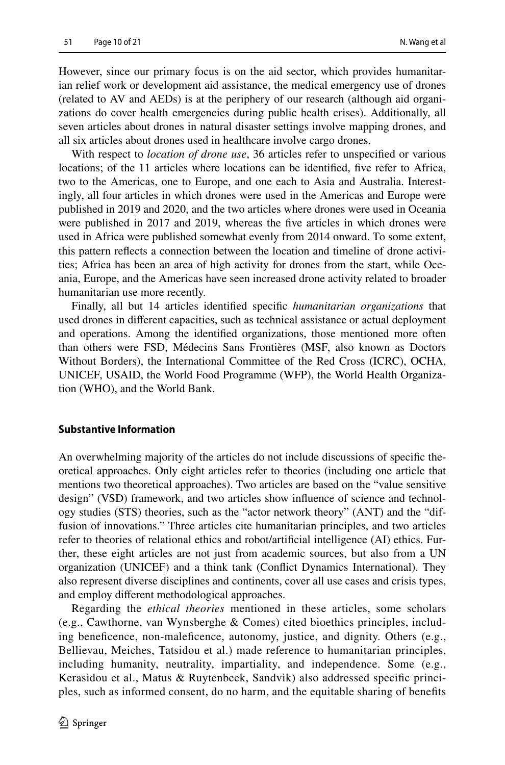However, since our primary focus is on the aid sector, which provides humanitarian relief work or development aid assistance, the medical emergency use of drones (related to AV and AEDs) is at the periphery of our research (although aid organizations do cover health emergencies during public health crises). Additionally, all seven articles about drones in natural disaster settings involve mapping drones, and all six articles about drones used in healthcare involve cargo drones.

With respect to *location of drone use*, 36 articles refer to unspecified or various locations; of the 11 articles where locations can be identified, five refer to Africa, two to the Americas, one to Europe, and one each to Asia and Australia. Interestingly, all four articles in which drones were used in the Americas and Europe were published in 2019 and 2020, and the two articles where drones were used in Oceania were published in 2017 and 2019, whereas the five articles in which drones were used in Africa were published somewhat evenly from 2014 onward. To some extent, this pattern reflects a connection between the location and timeline of drone activities; Africa has been an area of high activity for drones from the start, while Oceania, Europe, and the Americas have seen increased drone activity related to broader humanitarian use more recently.

Finally, all but 14 articles identified specific *humanitarian organizations* that used drones in different capacities, such as technical assistance or actual deployment and operations. Among the identified organizations, those mentioned more often than others were FSD, Médecins Sans Frontières (MSF, also known as Doctors Without Borders), the International Committee of the Red Cross (ICRC), OCHA, UNICEF, USAID, the World Food Programme (WFP), the World Health Organization (WHO), and the World Bank.

### Substantive Information

An overwhelming majority of the articles do not include discussions of specific theoretical approaches. Only eight articles refer to theories (including one article that mentions two theoretical approaches). Two articles are based on the "value sensitive design" (VSD) framework, and two articles show influence of science and technology studies (STS) theories, such as the "actor network theory" (ANT) and the "diffusion of innovations." Three articles cite humanitarian principles, and two articles refer to theories of relational ethics and robot/artificial intelligence (AI) ethics. Further, these eight articles are not just from academic sources, but also from a UN organization (UNICEF) and a think tank (Conflict Dynamics International). They also represent diverse disciplines and continents, cover all use cases and crisis types, and employ different methodological approaches.

Regarding the *ethical theories* mentioned in these articles, some scholars (e.g., Cawthorne, van Wynsberghe & Comes) cited bioethics principles, including beneficence, non-maleficence, autonomy, justice, and dignity. Others (e.g., Bellievau, Meiches, Tatsidou et al.) made reference to humanitarian principles, including humanity, neutrality, impartiality, and independence. Some (e.g., Kerasidou et al., Matus & Ruytenbeek, Sandvik) also addressed specific principles, such as informed consent, do no harm, and the equitable sharing of benefits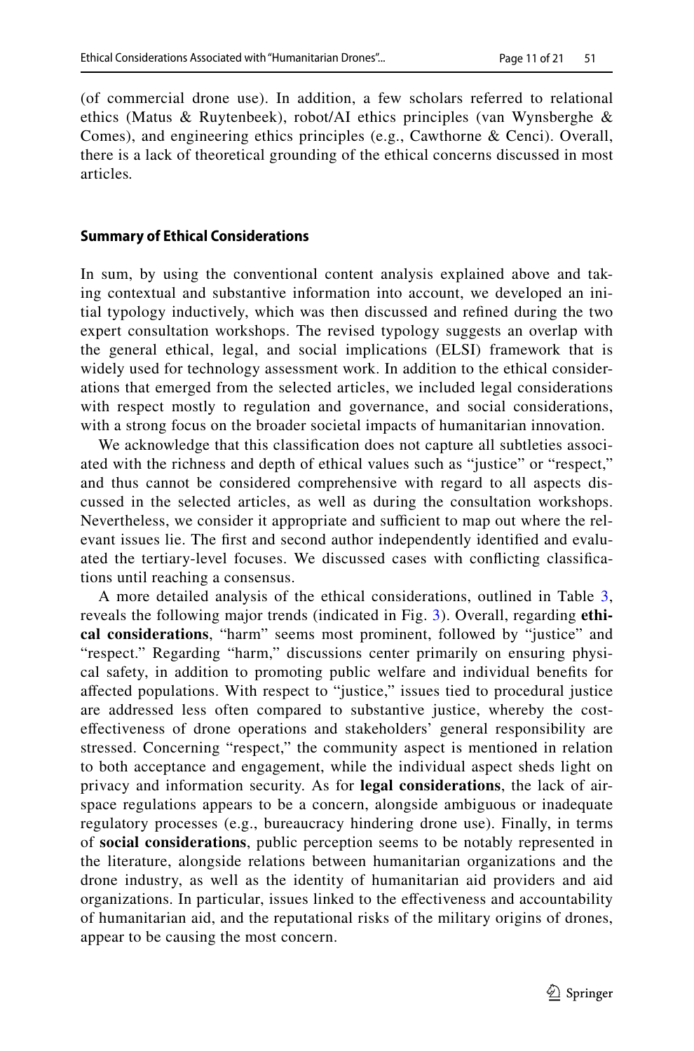(of commercial drone use). In addition, a few scholars referred to relational ethics (Matus & Ruytenbeek), robot/AI ethics principles (van Wynsberghe & Comes), and engineering ethics principles (e.g., Cawthorne & Cenci). Overall, there is a lack of theoretical grounding of the ethical concerns discussed in most articles.

### Summary of Ethical Considerations

In sum, by using the conventional content analysis explained above and taking contextual and substantive information into account, we developed an initial typology inductively, which was then discussed and refined during the two expert consultation workshops. The revised typology suggests an overlap with the general ethical, legal, and social implications (ELSI) framework that is widely used for technology assessment work. In addition to the ethical considerations that emerged from the selected articles, we included legal considerations with respect mostly to regulation and governance, and social considerations, with a strong focus on the broader societal impacts of humanitarian innovation.

We acknowledge that this classification does not capture all subtleties associated with the richness and depth of ethical values such as "justice" or "respect," and thus cannot be considered comprehensive with regard to all aspects discussed in the selected articles, as well as during the consultation workshops. Nevertheless, we consider it appropriate and sufficient to map out where the relevant issues lie. The first and second author independently identified and evaluated the tertiary-level focuses. We discussed cases with conflicting classifications until reaching a consensus.

A more detailed analysis of the ethical considerations, outlined in Table 3, reveals the following major trends (indicated in Fig. 3). Overall, regarding **ethical considerations**, "harm" seems most prominent, followed by "justice" and "respect." Regarding "harm," discussions center primarily on ensuring physical safety, in addition to promoting public welfare and individual benefits for affected populations. With respect to "justice," issues tied to procedural justice are addressed less often compared to substantive justice, whereby the cost-effectiveness of drone operations and stakeholders' general responsibility are stressed. Concerning "respect," the community aspect is mentioned in relation to both acceptance and engagement, while the individual aspect sheds light on privacy and information security. As for **legal considerations**, the lack of airspace regulations appears to be a concern, alongside ambiguous or inadequate regulatory processes (e.g., bureaucracy hindering drone use). Finally, in terms of **social considerations**, public perception seems to be notably represented in the literature, alongside relations between humanitarian organizations and the drone industry, as well as the identity of humanitarian aid providers and aid organizations. In particular, issues linked to the effectiveness and accountability of humanitarian aid, and the reputational risks of the military origins of drones, appear to be causing the most concern.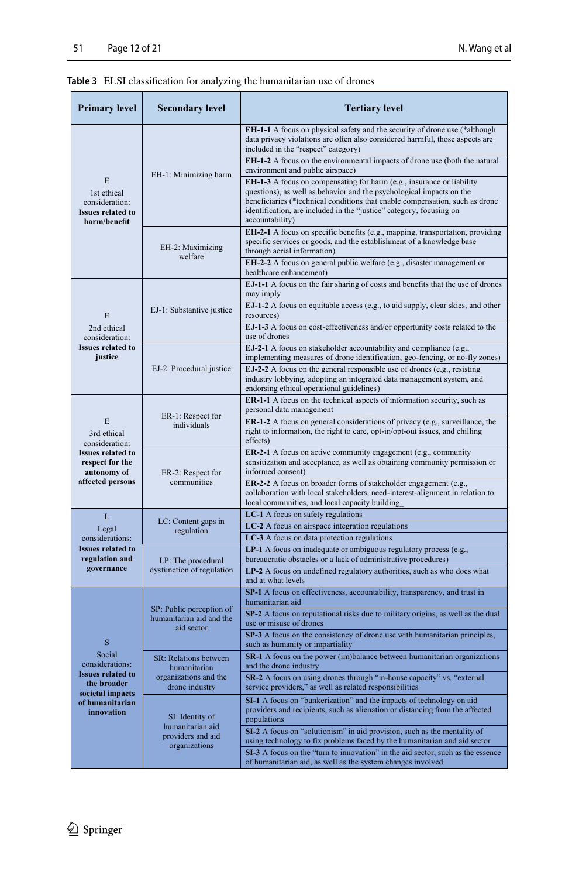**Table 3** ELSI classification for analyzing the humanitarian use of drones

| Primary level | Secondary level | Tertiary level |
|---|---|---|
| E 1st ethical consideration: **Issues related to harm/benefit** | EH-1: Minimizing harm | **EH-1-1** A focus on physical safety and the security of drone use (*although data privacy violations are often also considered harmful, those aspects are included in the "respect" category) |
| | | **EH-1-2** A focus on the environmental impacts of drone use (both the natural environment and public airspace) |
| | | **EH-1-3** A focus on compensating for harm (e.g., insurance or liability questions), as well as behavior and the psychological impacts on the beneficiaries (*technical conditions that enable compensation, such as drone identification, are included in the "justice" category, focusing on accountability) |
| | EH-2: Maximizing welfare | **EH-2-1** A focus on specific benefits (e.g., mapping, transportation, providing specific services or goods, and the establishment of a knowledge base through aerial information) |
| | | **EH-2-2** A focus on general public welfare (e.g., disaster management or healthcare enhancement) |
| E 2nd ethical consideration: **Issues related to justice** | EJ-1: Substantive justice | **EJ-1-1** A focus on the fair sharing of costs and benefits that the use of drones may imply |
| | | **EJ-1-2** A focus on equitable access (e.g., to aid supply, clear skies, and other resources) |
| | | **EJ-1-3** A focus on cost-effectiveness and/or opportunity costs related to the use of drones |
| | EJ-2: Procedural justice | **EJ-2-1** A focus on stakeholder accountability and compliance (e.g., implementing measures of drone identification, geo-fencing, or no-fly zones) |
| | | **EJ-2-2** A focus on the general responsible use of drones (e.g., resisting industry lobbying, adopting an integrated data management system, and endorsing ethical operational guidelines) |
| E 3rd ethical consideration: **Issues related to respect for the autonomy of affected persons** | ER-1: Respect for individuals | **ER-1-1** A focus on the technical aspects of information security, such as personal data management |
| | | **ER-1-2** A focus on general considerations of privacy (e.g., surveillance, the right to information, the right to care, opt-in/opt-out issues, and chilling effects) |
| | ER-2: Respect for communities | **ER-2-1** A focus on active community engagement (e.g., community sensitization and acceptance, as well as obtaining community permission or informed consent) |
| | | **ER-2-2** A focus on broader forms of stakeholder engagement (e.g., collaboration with local stakeholders, need-interest-alignment in relation to local communities, and local capacity building_ |
| L Legal considerations: **Issues related to regulation and governance** | LC: Content gaps in regulation | **LC-1** A focus on safety regulations |
| | | **LC-2** A focus on airspace integration regulations |
| | | **LC-3** A focus on data protection regulations |
| | LP: The procedural dysfunction of regulation | **LP-1** A focus on inadequate or ambiguous regulatory process (e.g., bureaucratic obstacles or a lack of administrative procedures) |
| | | **LP-2** A focus on undefined regulatory authorities, such as who does what and at what levels |
| S Social considerations: **Issues related to the broader societal impacts of humanitarian innovation** | SP: Public perception of humanitarian aid and the aid sector | **SP-1** A focus on effectiveness, accountability, transparency, and trust in humanitarian aid |
| | | **SP-2** A focus on reputational risks due to military origins, as well as the dual use or misuse of drones |
| | | **SP-3** A focus on the consistency of drone use with humanitarian principles, such as humanity or impartiality |
| | SR: Relations between humanitarian organizations and the drone industry | **SR-1** A focus on the power (im)balance between humanitarian organizations and the drone industry |
| | | **SR-2** A focus on using drones through "in-house capacity" vs. "external service providers," as well as related responsibilities |
| | SI: Identity of humanitarian aid providers and aid organizations | **SI-1** A focus on "bunkerization" and the impacts of technology on aid providers and recipients, such as alienation or distancing from the affected populations |
| | | **SI-2** A focus on "solutionism" in aid provision, such as the mentality of using technology to fix problems faced by the humanitarian and aid sector |
| | | **SI-3** A focus on the "turn to innovation" in the aid sector, such as the essence of humanitarian aid, as well as the system changes involved |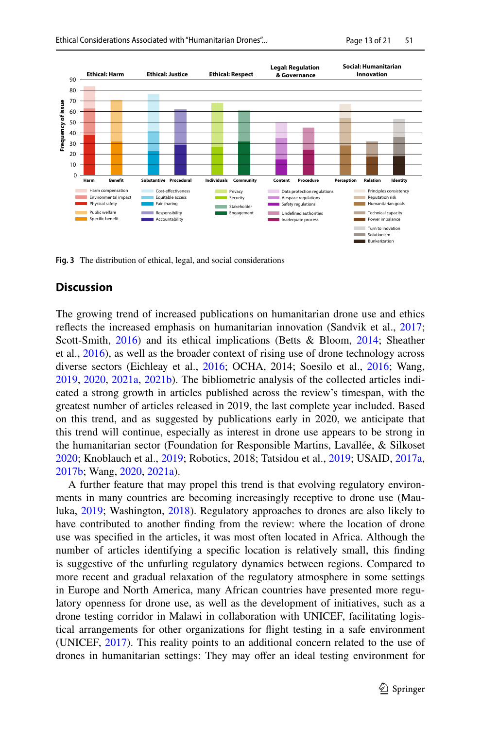Fig. 3 The distribution of ethical, legal, and social considerations

## Discussion

The growing trend of increased publications on humanitarian drone use and ethics reflects the increased emphasis on humanitarian innovation (Sandvik et al., 2017; Scott-Smith, 2016) and its ethical implications (Betts & Bloom, 2014; Sheather et al., 2016), as well as the broader context of rising use of drone technology across diverse sectors (Eichleay et al., 2016; OCHA, 2014; Soesilo et al., 2016; Wang, 2019, 2020, 2021a, 2021b). The bibliometric analysis of the collected articles indicated a strong growth in articles published across the review's timespan, with the greatest number of articles released in 2019, the last complete year included. Based on this trend, and as suggested by publications early in 2020, we anticipate that this trend will continue, especially as interest in drone use appears to be strong in the humanitarian sector (Foundation for Responsible Martins, Lavallée, & Silkoset 2020; Knoblauch et al., 2019; Robotics, 2018; Tatsidou et al., 2019; USAID, 2017a, 2017b; Wang, 2020, 2021a).

A further feature that may propel this trend is that evolving regulatory environments in many countries are becoming increasingly receptive to drone use (Mauluka, 2019; Washington, 2018). Regulatory approaches to drones are also likely to have contributed to another finding from the review: where the location of drone use was specified in the articles, it was most often located in Africa. Although the number of articles identifying a specific location is relatively small, this finding is suggestive of the unfurling regulatory dynamics between regions. Compared to more recent and gradual relaxation of the regulatory atmosphere in some settings in Europe and North America, many African countries have presented more regulatory openness for drone use, as well as the development of initiatives, such as a drone testing corridor in Malawi in collaboration with UNICEF, facilitating logistical arrangements for other organizations for flight testing in a safe environment (UNICEF, 2017). This reality points to an additional concern related to the use of drones in humanitarian settings: They may offer an ideal testing environment for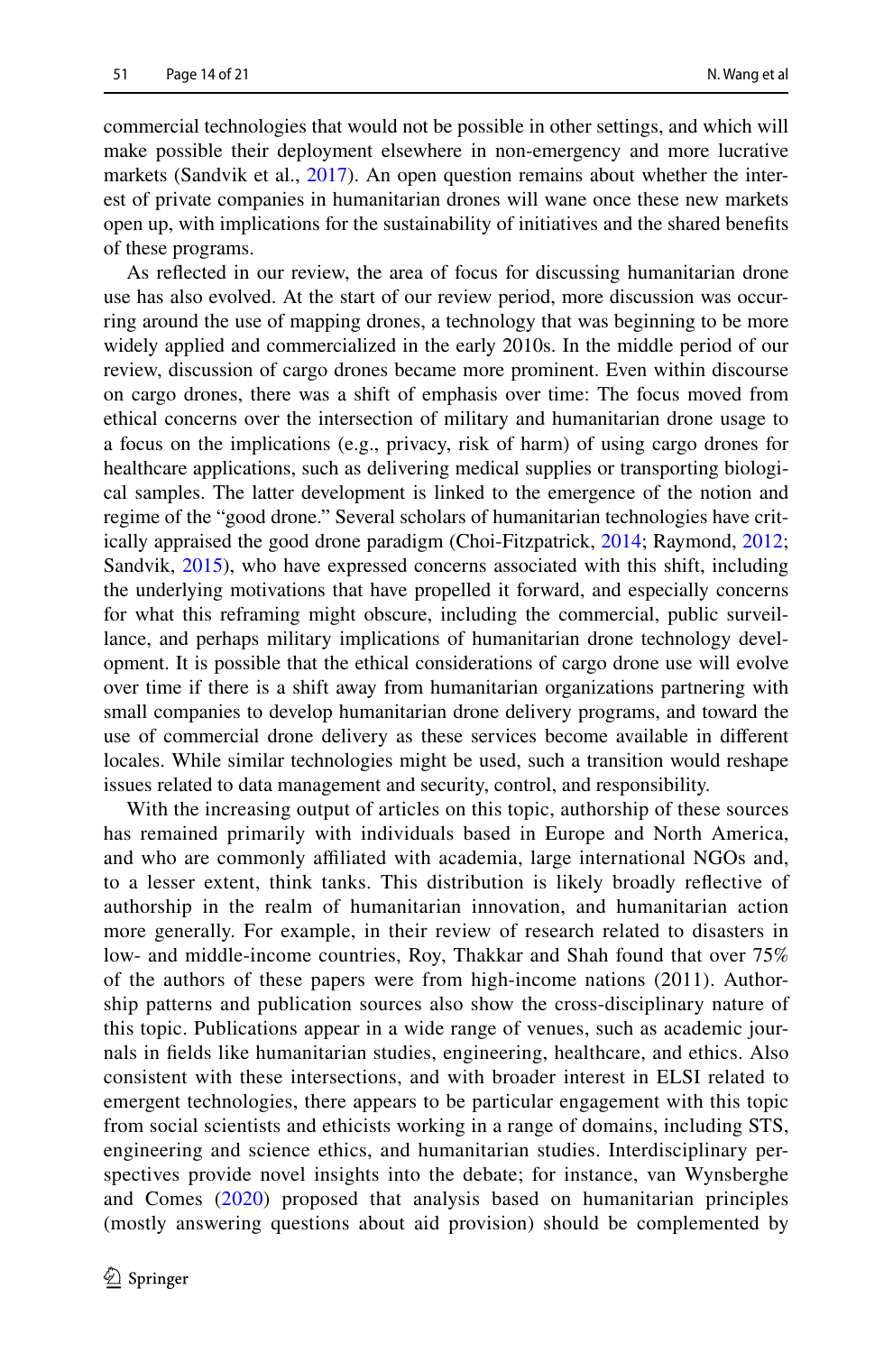commercial technologies that would not be possible in other settings, and which will make possible their deployment elsewhere in non-emergency and more lucrative markets (Sandvik et al., 2017). An open question remains about whether the interest of private companies in humanitarian drones will wane once these new markets open up, with implications for the sustainability of initiatives and the shared benefits of these programs.

As reflected in our review, the area of focus for discussing humanitarian drone use has also evolved. At the start of our review period, more discussion was occurring around the use of mapping drones, a technology that was beginning to be more widely applied and commercialized in the early 2010s. In the middle period of our review, discussion of cargo drones became more prominent. Even within discourse on cargo drones, there was a shift of emphasis over time: The focus moved from ethical concerns over the intersection of military and humanitarian drone usage to a focus on the implications (e.g., privacy, risk of harm) of using cargo drones for healthcare applications, such as delivering medical supplies or transporting biological samples. The latter development is linked to the emergence of the notion and regime of the "good drone." Several scholars of humanitarian technologies have critically appraised the good drone paradigm (Choi-Fitzpatrick, 2014; Raymond, 2012; Sandvik, 2015), who have expressed concerns associated with this shift, including the underlying motivations that have propelled it forward, and especially concerns for what this reframing might obscure, including the commercial, public surveillance, and perhaps military implications of humanitarian drone technology development. It is possible that the ethical considerations of cargo drone use will evolve over time if there is a shift away from humanitarian organizations partnering with small companies to develop humanitarian drone delivery programs, and toward the use of commercial drone delivery as these services become available in different locales. While similar technologies might be used, such a transition would reshape issues related to data management and security, control, and responsibility.

With the increasing output of articles on this topic, authorship of these sources has remained primarily with individuals based in Europe and North America, and who are commonly affiliated with academia, large international NGOs and, to a lesser extent, think tanks. This distribution is likely broadly reflective of authorship in the realm of humanitarian innovation, and humanitarian action more generally. For example, in their review of research related to disasters in low- and middle-income countries, Roy, Thakkar and Shah found that over 75% of the authors of these papers were from high-income nations (2011). Authorship patterns and publication sources also show the cross-disciplinary nature of this topic. Publications appear in a wide range of venues, such as academic journals in fields like humanitarian studies, engineering, healthcare, and ethics. Also consistent with these intersections, and with broader interest in ELSI related to emergent technologies, there appears to be particular engagement with this topic from social scientists and ethicists working in a range of domains, including STS, engineering and science ethics, and humanitarian studies. Interdisciplinary perspectives provide novel insights into the debate; for instance, van Wynsberghe and Comes (2020) proposed that analysis based on humanitarian principles (mostly answering questions about aid provision) should be complemented by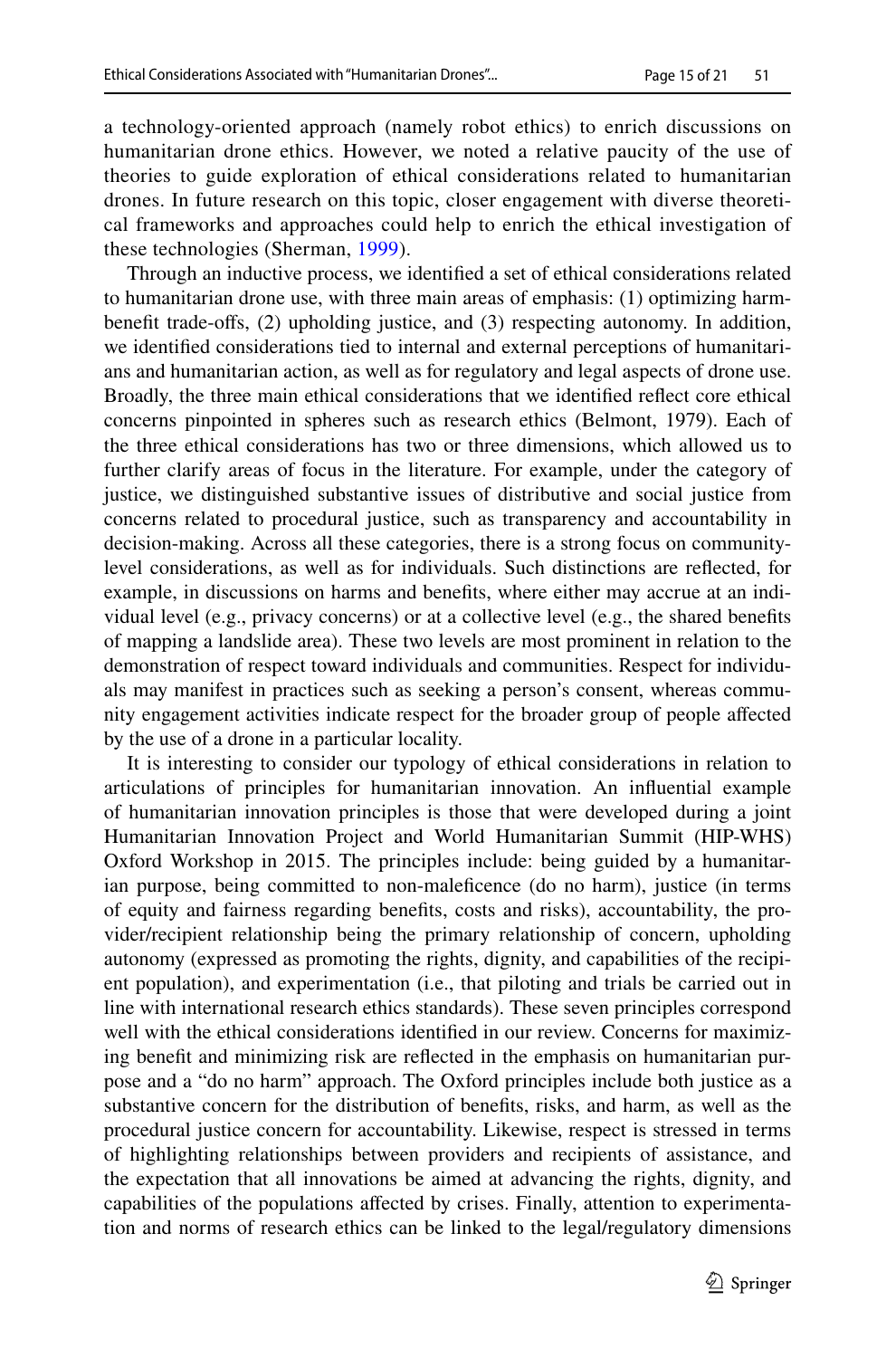a technology-oriented approach (namely robot ethics) to enrich discussions on humanitarian drone ethics. However, we noted a relative paucity of the use of theories to guide exploration of ethical considerations related to humanitarian drones. In future research on this topic, closer engagement with diverse theoretical frameworks and approaches could help to enrich the ethical investigation of these technologies (Sherman, 1999).

Through an inductive process, we identified a set of ethical considerations related to humanitarian drone use, with three main areas of emphasis: (1) optimizing harm-benefit trade-offs, (2) upholding justice, and (3) respecting autonomy. In addition, we identified considerations tied to internal and external perceptions of humanitarians and humanitarian action, as well as for regulatory and legal aspects of drone use. Broadly, the three main ethical considerations that we identified reflect core ethical concerns pinpointed in spheres such as research ethics (Belmont, 1979). Each of the three ethical considerations has two or three dimensions, which allowed us to further clarify areas of focus in the literature. For example, under the category of justice, we distinguished substantive issues of distributive and social justice from concerns related to procedural justice, such as transparency and accountability in decision-making. Across all these categories, there is a strong focus on community-level considerations, as well as for individuals. Such distinctions are reflected, for example, in discussions on harms and benefits, where either may accrue at an individual level (e.g., privacy concerns) or at a collective level (e.g., the shared benefits of mapping a landslide area). These two levels are most prominent in relation to the demonstration of respect toward individuals and communities. Respect for individuals may manifest in practices such as seeking a person's consent, whereas community engagement activities indicate respect for the broader group of people affected by the use of a drone in a particular locality.

It is interesting to consider our typology of ethical considerations in relation to articulations of principles for humanitarian innovation. An influential example of humanitarian innovation principles is those that were developed during a joint Humanitarian Innovation Project and World Humanitarian Summit (HIP-WHS) Oxford Workshop in 2015. The principles include: being guided by a humanitarian purpose, being committed to non-maleficence (do no harm), justice (in terms of equity and fairness regarding benefits, costs and risks), accountability, the provider/recipient relationship being the primary relationship of concern, upholding autonomy (expressed as promoting the rights, dignity, and capabilities of the recipient population), and experimentation (i.e., that piloting and trials be carried out in line with international research ethics standards). These seven principles correspond well with the ethical considerations identified in our review. Concerns for maximizing benefit and minimizing risk are reflected in the emphasis on humanitarian purpose and a "do no harm" approach. The Oxford principles include both justice as a substantive concern for the distribution of benefits, risks, and harm, as well as the procedural justice concern for accountability. Likewise, respect is stressed in terms of highlighting relationships between providers and recipients of assistance, and the expectation that all innovations be aimed at advancing the rights, dignity, and capabilities of the populations affected by crises. Finally, attention to experimentation and norms of research ethics can be linked to the legal/regulatory dimensions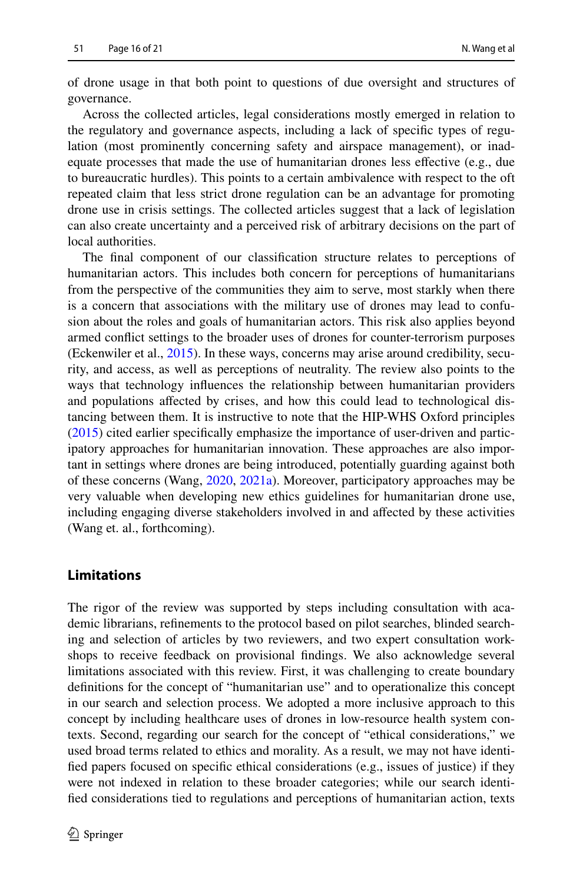of drone usage in that both point to questions of due oversight and structures of governance.

Across the collected articles, legal considerations mostly emerged in relation to the regulatory and governance aspects, including a lack of specific types of regulation (most prominently concerning safety and airspace management), or inadequate processes that made the use of humanitarian drones less effective (e.g., due to bureaucratic hurdles). This points to a certain ambivalence with respect to the oft repeated claim that less strict drone regulation can be an advantage for promoting drone use in crisis settings. The collected articles suggest that a lack of legislation can also create uncertainty and a perceived risk of arbitrary decisions on the part of local authorities.

The final component of our classification structure relates to perceptions of humanitarian actors. This includes both concern for perceptions of humanitarians from the perspective of the communities they aim to serve, most starkly when there is a concern that associations with the military use of drones may lead to confusion about the roles and goals of humanitarian actors. This risk also applies beyond armed conflict settings to the broader uses of drones for counter-terrorism purposes (Eckenwiler et al., 2015). In these ways, concerns may arise around credibility, security, and access, as well as perceptions of neutrality. The review also points to the ways that technology influences the relationship between humanitarian providers and populations affected by crises, and how this could lead to technological distancing between them. It is instructive to note that the HIP-WHS Oxford principles (2015) cited earlier specifically emphasize the importance of user-driven and participatory approaches for humanitarian innovation. These approaches are also important in settings where drones are being introduced, potentially guarding against both of these concerns (Wang, 2020, 2021a). Moreover, participatory approaches may be very valuable when developing new ethics guidelines for humanitarian drone use, including engaging diverse stakeholders involved in and affected by these activities (Wang et. al., forthcoming).

## Limitations

The rigor of the review was supported by steps including consultation with academic librarians, refinements to the protocol based on pilot searches, blinded searching and selection of articles by two reviewers, and two expert consultation workshops to receive feedback on provisional findings. We also acknowledge several limitations associated with this review. First, it was challenging to create boundary definitions for the concept of "humanitarian use" and to operationalize this concept in our search and selection process. We adopted a more inclusive approach to this concept by including healthcare uses of drones in low-resource health system contexts. Second, regarding our search for the concept of "ethical considerations," we used broad terms related to ethics and morality. As a result, we may not have identified papers focused on specific ethical considerations (e.g., issues of justice) if they were not indexed in relation to these broader categories; while our search identified considerations tied to regulations and perceptions of humanitarian action, texts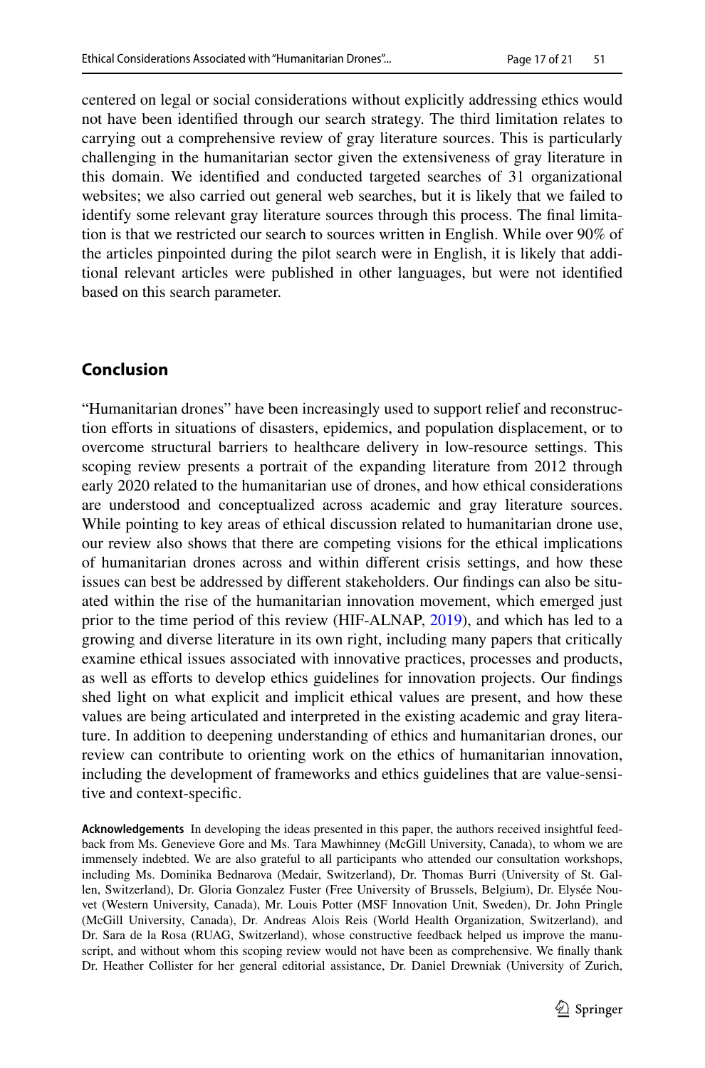centered on legal or social considerations without explicitly addressing ethics would not have been identified through our search strategy. The third limitation relates to carrying out a comprehensive review of gray literature sources. This is particularly challenging in the humanitarian sector given the extensiveness of gray literature in this domain. We identified and conducted targeted searches of 31 organizational websites; we also carried out general web searches, but it is likely that we failed to identify some relevant gray literature sources through this process. The final limitation is that we restricted our search to sources written in English. While over 90% of the articles pinpointed during the pilot search were in English, it is likely that additional relevant articles were published in other languages, but were not identified based on this search parameter.

## Conclusion

"Humanitarian drones" have been increasingly used to support relief and reconstruction efforts in situations of disasters, epidemics, and population displacement, or to overcome structural barriers to healthcare delivery in low-resource settings. This scoping review presents a portrait of the expanding literature from 2012 through early 2020 related to the humanitarian use of drones, and how ethical considerations are understood and conceptualized across academic and gray literature sources. While pointing to key areas of ethical discussion related to humanitarian drone use, our review also shows that there are competing visions for the ethical implications of humanitarian drones across and within different crisis settings, and how these issues can best be addressed by different stakeholders. Our findings can also be situated within the rise of the humanitarian innovation movement, which emerged just prior to the time period of this review (HIF-ALNAP, 2019), and which has led to a growing and diverse literature in its own right, including many papers that critically examine ethical issues associated with innovative practices, processes and products, as well as efforts to develop ethics guidelines for innovation projects. Our findings shed light on what explicit and implicit ethical values are present, and how these values are being articulated and interpreted in the existing academic and gray literature. In addition to deepening understanding of ethics and humanitarian drones, our review can contribute to orienting work on the ethics of humanitarian innovation, including the development of frameworks and ethics guidelines that are value-sensitive and context-specific.

**Acknowledgements** In developing the ideas presented in this paper, the authors received insightful feedback from Ms. Genevieve Gore and Ms. Tara Mawhinney (McGill University, Canada), to whom we are immensely indebted. We are also grateful to all participants who attended our consultation workshops, including Ms. Dominika Bednarova (Medair, Switzerland), Dr. Thomas Burri (University of St. Gallen, Switzerland), Dr. Gloria Gonzalez Fuster (Free University of Brussels, Belgium), Dr. Elysée Nouvet (Western University, Canada), Mr. Louis Potter (MSF Innovation Unit, Sweden), Dr. John Pringle (McGill University, Canada), Dr. Andreas Alois Reis (World Health Organization, Switzerland), and Dr. Sara de la Rosa (RUAG, Switzerland), whose constructive feedback helped us improve the manuscript, and without whom this scoping review would not have been as comprehensive. We finally thank Dr. Heather Collister for her general editorial assistance, Dr. Daniel Drewniak (University of Zurich,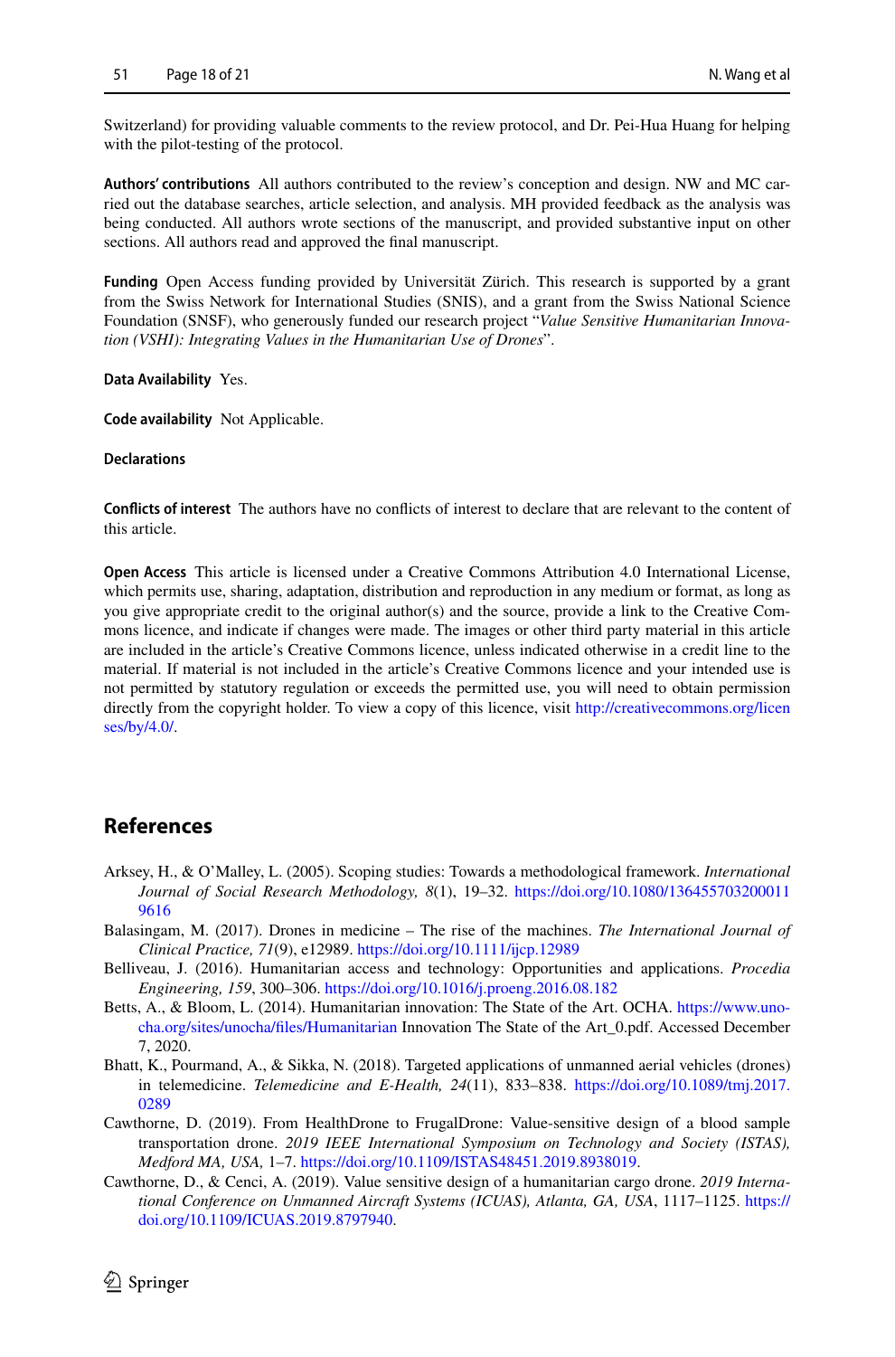Switzerland) for providing valuable comments to the review protocol, and Dr. Pei-Hua Huang for helping with the pilot-testing of the protocol.

**Authors' contributions** All authors contributed to the review's conception and design. NW and MC carried out the database searches, article selection, and analysis. MH provided feedback as the analysis was being conducted. All authors wrote sections of the manuscript, and provided substantive input on other sections. All authors read and approved the final manuscript.

**Funding** Open Access funding provided by Universität Zürich. This research is supported by a grant from the Swiss Network for International Studies (SNIS), and a grant from the Swiss National Science Foundation (SNSF), who generously funded our research project "*Value Sensitive Humanitarian Innovation (VSHI): Integrating Values in the Humanitarian Use of Drones*".

**Data Availability** Yes.

**Code availability** Not Applicable.

**Declarations**

**Conflicts of interest** The authors have no conflicts of interest to declare that are relevant to the content of this article.

**Open Access** This article is licensed under a Creative Commons Attribution 4.0 International License, which permits use, sharing, adaptation, distribution and reproduction in any medium or format, as long as you give appropriate credit to the original author(s) and the source, provide a link to the Creative Commons licence, and indicate if changes were made. The images or other third party material in this article are included in the article's Creative Commons licence, unless indicated otherwise in a credit line to the material. If material is not included in the article's Creative Commons licence and your intended use is not permitted by statutory regulation or exceeds the permitted use, you will need to obtain permission directly from the copyright holder. To view a copy of this licence, visit http://creativecommons.org/licenses/by/4.0/.

## References

Arksey, H., & O'Malley, L. (2005). Scoping studies: Towards a methodological framework. *International Journal of Social Research Methodology, 8*(1), 19–32. https://doi.org/10.1080/1364557032000119616

Balasingam, M. (2017). Drones in medicine – The rise of the machines. *The International Journal of Clinical Practice, 71*(9), e12989. https://doi.org/10.1111/ijcp.12989

Belliveau, J. (2016). Humanitarian access and technology: Opportunities and applications. *Procedia Engineering, 159*, 300–306. https://doi.org/10.1016/j.proeng.2016.08.182

Betts, A., & Bloom, L. (2014). Humanitarian innovation: The State of the Art. OCHA. https://www.unocha.org/sites/unocha/files/Humanitarian Innovation The State of the Art_0.pdf. Accessed December 7, 2020.

Bhatt, K., Pourmand, A., & Sikka, N. (2018). Targeted applications of unmanned aerial vehicles (drones) in telemedicine. *Telemedicine and E-Health, 24*(11), 833–838. https://doi.org/10.1089/tmj.2017.0289

Cawthorne, D. (2019). From HealthDrone to FrugalDrone: Value-sensitive design of a blood sample transportation drone. *2019 IEEE International Symposium on Technology and Society (ISTAS), Medford MA, USA,* 1–7. https://doi.org/10.1109/ISTAS48451.2019.8938019.

Cawthorne, D., & Cenci, A. (2019). Value sensitive design of a humanitarian cargo drone. *2019 International Conference on Unmanned Aircraft Systems (ICUAS), Atlanta, GA, USA*, 1117–1125. https://doi.org/10.1109/ICUAS.2019.8797940.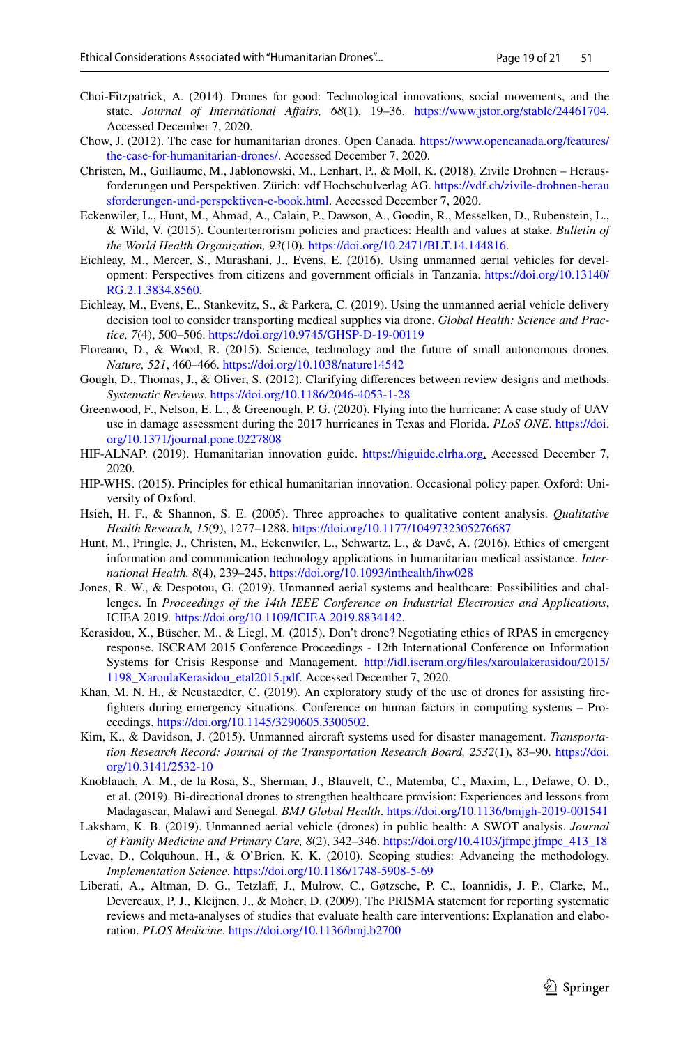Choi-Fitzpatrick, A. (2014). Drones for good: Technological innovations, social movements, and the state. *Journal of International Affairs, 68*(1), 19–36. https://www.jstor.org/stable/24461704. Accessed December 7, 2020.

Chow, J. (2012). The case for humanitarian drones. Open Canada. https://www.opencanada.org/features/the-case-for-humanitarian-drones/. Accessed December 7, 2020.

Christen, M., Guillaume, M., Jablonowski, M., Lenhart, P., & Moll, K. (2018). Zivile Drohnen – Herausforderungen und Perspektiven. Zürich: vdf Hochschulverlag AG. https://vdf.ch/zivile-drohnen-herausforderungen-und-perspektiven-e-book.html. Accessed December 7, 2020.

Eckenwiler, L., Hunt, M., Ahmad, A., Calain, P., Dawson, A., Goodin, R., Messelken, D., Rubenstein, L., & Wild, V. (2015). Counterterrorism policies and practices: Health and values at stake. *Bulletin of the World Health Organization, 93*(10). https://doi.org/10.2471/BLT.14.144816.

Eichleay, M., Mercer, S., Murashani, J., Evens, E. (2016). Using unmanned aerial vehicles for development: Perspectives from citizens and government officials in Tanzania. https://doi.org/10.13140/RG.2.1.3834.8560.

Eichleay, M., Evens, E., Stankevitz, S., & Parkera, C. (2019). Using the unmanned aerial vehicle delivery decision tool to consider transporting medical supplies via drone. *Global Health: Science and Practice, 7*(4), 500–506. https://doi.org/10.9745/GHSP-D-19-00119

Floreano, D., & Wood, R. (2015). Science, technology and the future of small autonomous drones. *Nature, 521*, 460–466. https://doi.org/10.1038/nature14542

Gough, D., Thomas, J., & Oliver, S. (2012). Clarifying differences between review designs and methods. *Systematic Reviews*. https://doi.org/10.1186/2046-4053-1-28

Greenwood, F., Nelson, E. L., & Greenough, P. G. (2020). Flying into the hurricane: A case study of UAV use in damage assessment during the 2017 hurricanes in Texas and Florida. *PLoS ONE*. https://doi.org/10.1371/journal.pone.0227808

HIF-ALNAP. (2019). Humanitarian innovation guide. https://higuide.elrha.org. Accessed December 7, 2020.

HIP-WHS. (2015). Principles for ethical humanitarian innovation. Occasional policy paper. Oxford: University of Oxford.

Hsieh, H. F., & Shannon, S. E. (2005). Three approaches to qualitative content analysis. *Qualitative Health Research, 15*(9), 1277–1288. https://doi.org/10.1177/1049732305276687

Hunt, M., Pringle, J., Christen, M., Eckenwiler, L., Schwartz, L., & Davé, A. (2016). Ethics of emergent information and communication technology applications in humanitarian medical assistance. *International Health, 8*(4), 239–245. https://doi.org/10.1093/inthealth/ihw028

Jones, R. W., & Despotou, G. (2019). Unmanned aerial systems and healthcare: Possibilities and challenges. In *Proceedings of the 14th IEEE Conference on Industrial Electronics and Applications*, ICIEA 2019. https://doi.org/10.1109/ICIEA.2019.8834142.

Kerasidou, X., Büscher, M., & Liegl, M. (2015). Don't drone? Negotiating ethics of RPAS in emergency response. ISCRAM 2015 Conference Proceedings - 12th International Conference on Information Systems for Crisis Response and Management. http://idl.iscram.org/files/xaroulakerasidou/2015/1198_XaroulaKerasidou_etal2015.pdf. Accessed December 7, 2020.

Khan, M. N. H., & Neustaedter, C. (2019). An exploratory study of the use of drones for assisting firefighters during emergency situations. Conference on human factors in computing systems – Proceedings. https://doi.org/10.1145/3290605.3300502.

Kim, K., & Davidson, J. (2015). Unmanned aircraft systems used for disaster management. *Transportation Research Record: Journal of the Transportation Research Board, 2532*(1), 83–90. https://doi.org/10.3141/2532-10

Knoblauch, A. M., de la Rosa, S., Sherman, J., Blauvelt, C., Matemba, C., Maxim, L., Defawe, O. D., et al. (2019). Bi-directional drones to strengthen healthcare provision: Experiences and lessons from Madagascar, Malawi and Senegal. *BMJ Global Health*. https://doi.org/10.1136/bmjgh-2019-001541

Laksham, K. B. (2019). Unmanned aerial vehicle (drones) in public health: A SWOT analysis. *Journal of Family Medicine and Primary Care, 8*(2), 342–346. https://doi.org/10.4103/jfmpc.jfmpc_413_18

Levac, D., Colquhoun, H., & O'Brien, K. K. (2010). Scoping studies: Advancing the methodology. *Implementation Science*. https://doi.org/10.1186/1748-5908-5-69

Liberati, A., Altman, D. G., Tetzlaff, J., Mulrow, C., Gøtzsche, P. C., Ioannidis, J. P., Clarke, M., Devereaux, P. J., Kleijnen, J., & Moher, D. (2009). The PRISMA statement for reporting systematic reviews and meta-analyses of studies that evaluate health care interventions: Explanation and elaboration. *PLOS Medicine*. https://doi.org/10.1136/bmj.b2700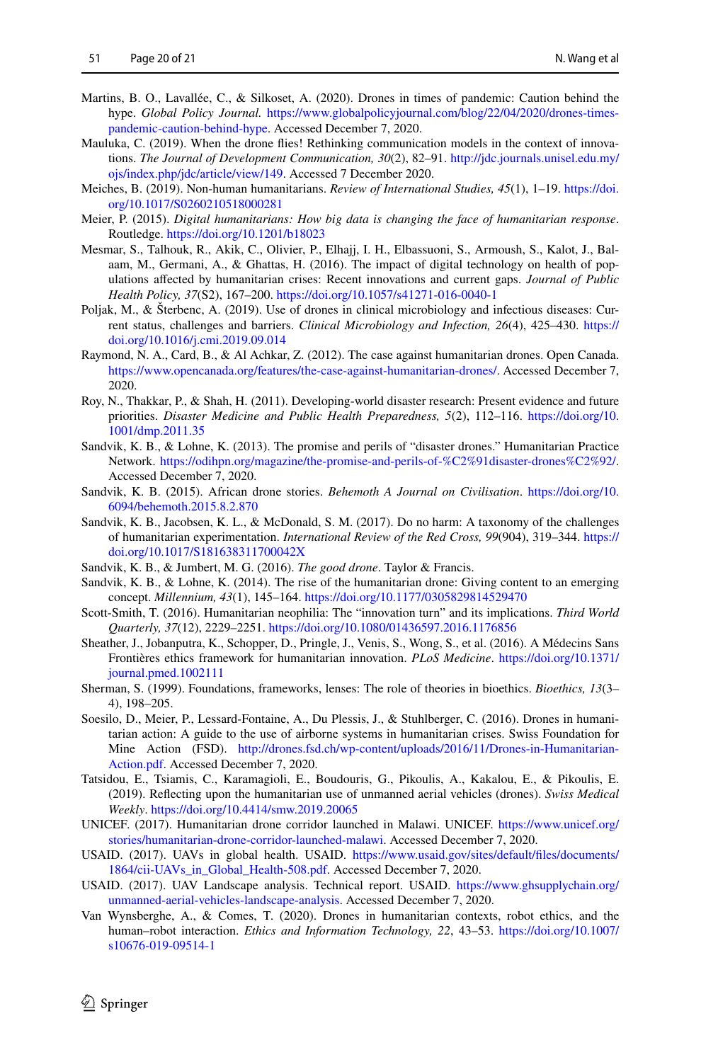Martins, B. O., Lavallée, C., & Silkoset, A. (2020). Drones in times of pandemic: Caution behind the hype. *Global Policy Journal.* https://www.globalpolicyjournal.com/blog/22/04/2020/drones-times-pandemic-caution-behind-hype. Accessed December 7, 2020.

Mauluka, C. (2019). When the drone flies! Rethinking communication models in the context of innovations. *The Journal of Development Communication, 30*(2), 82–91. http://jdc.journals.unisel.edu.my/ojs/index.php/jdc/article/view/149. Accessed 7 December 2020.

Meiches, B. (2019). Non-human humanitarians. *Review of International Studies, 45*(1), 1–19. https://doi.org/10.1017/S0260210518000281

Meier, P. (2015). *Digital humanitarians: How big data is changing the face of humanitarian response*. Routledge. https://doi.org/10.1201/b18023

Mesmar, S., Talhouk, R., Akik, C., Olivier, P., Elhajj, I. H., Elbassuoni, S., Armoush, S., Kalot, J., Balaam, M., Germani, A., & Ghattas, H. (2016). The impact of digital technology on health of populations affected by humanitarian crises: Recent innovations and current gaps. *Journal of Public Health Policy, 37*(S2), 167–200. https://doi.org/10.1057/s41271-016-0040-1

Poljak, M., & Šterbenc, A. (2019). Use of drones in clinical microbiology and infectious diseases: Current status, challenges and barriers. *Clinical Microbiology and Infection, 26*(4), 425–430. https://doi.org/10.1016/j.cmi.2019.09.014

Raymond, N. A., Card, B., & Al Achkar, Z. (2012). The case against humanitarian drones. Open Canada. https://www.opencanada.org/features/the-case-against-humanitarian-drones/. Accessed December 7, 2020.

Roy, N., Thakkar, P., & Shah, H. (2011). Developing-world disaster research: Present evidence and future priorities. *Disaster Medicine and Public Health Preparedness, 5*(2), 112–116. https://doi.org/10.1001/dmp.2011.35

Sandvik, K. B., & Lohne, K. (2013). The promise and perils of "disaster drones." Humanitarian Practice Network. https://odihpn.org/magazine/the-promise-and-perils-of-%C2%91disaster-drones%C2%92/. Accessed December 7, 2020.

Sandvik, K. B. (2015). African drone stories. *Behemoth A Journal on Civilisation*. https://doi.org/10.6094/behemoth.2015.8.2.870

Sandvik, K. B., Jacobsen, K. L., & McDonald, S. M. (2017). Do no harm: A taxonomy of the challenges of humanitarian experimentation. *International Review of the Red Cross, 99*(904), 319–344. https://doi.org/10.1017/S181638311700042X

Sandvik, K. B., & Jumbert, M. G. (2016). *The good drone*. Taylor & Francis.

Sandvik, K. B., & Lohne, K. (2014). The rise of the humanitarian drone: Giving content to an emerging concept. *Millennium, 43*(1), 145–164. https://doi.org/10.1177/0305829814529470

Scott-Smith, T. (2016). Humanitarian neophilia: The "innovation turn" and its implications. *Third World Quarterly, 37*(12), 2229–2251. https://doi.org/10.1080/01436597.2016.1176856

Sheather, J., Jobanputra, K., Schopper, D., Pringle, J., Venis, S., Wong, S., et al. (2016). A Médecins Sans Frontières ethics framework for humanitarian innovation. *PLoS Medicine*. https://doi.org/10.1371/journal.pmed.1002111

Sherman, S. (1999). Foundations, frameworks, lenses: The role of theories in bioethics. *Bioethics, 13*(3–4), 198–205.

Soesilo, D., Meier, P., Lessard-Fontaine, A., Du Plessis, J., & Stuhlberger, C. (2016). Drones in humanitarian action: A guide to the use of airborne systems in humanitarian crises. Swiss Foundation for Mine Action (FSD). http://drones.fsd.ch/wp-content/uploads/2016/11/Drones-in-Humanitarian-Action.pdf. Accessed December 7, 2020.

Tatsidou, E., Tsiamis, C., Karamagioli, E., Boudouris, G., Pikoulis, A., Kakalou, E., & Pikoulis, E. (2019). Reflecting upon the humanitarian use of unmanned aerial vehicles (drones). *Swiss Medical Weekly*. https://doi.org/10.4414/smw.2019.20065

UNICEF. (2017). Humanitarian drone corridor launched in Malawi. UNICEF. https://www.unicef.org/stories/humanitarian-drone-corridor-launched-malawi. Accessed December 7, 2020.

USAID. (2017). UAVs in global health. USAID. https://www.usaid.gov/sites/default/files/documents/1864/cii-UAVs_in_Global_Health-508.pdf. Accessed December 7, 2020.

USAID. (2017). UAV Landscape analysis. Technical report. USAID. https://www.ghsupplychain.org/unmanned-aerial-vehicles-landscape-analysis. Accessed December 7, 2020.

Van Wynsberghe, A., & Comes, T. (2020). Drones in humanitarian contexts, robot ethics, and the human–robot interaction. *Ethics and Information Technology, 22*, 43–53. https://doi.org/10.1007/s10676-019-09514-1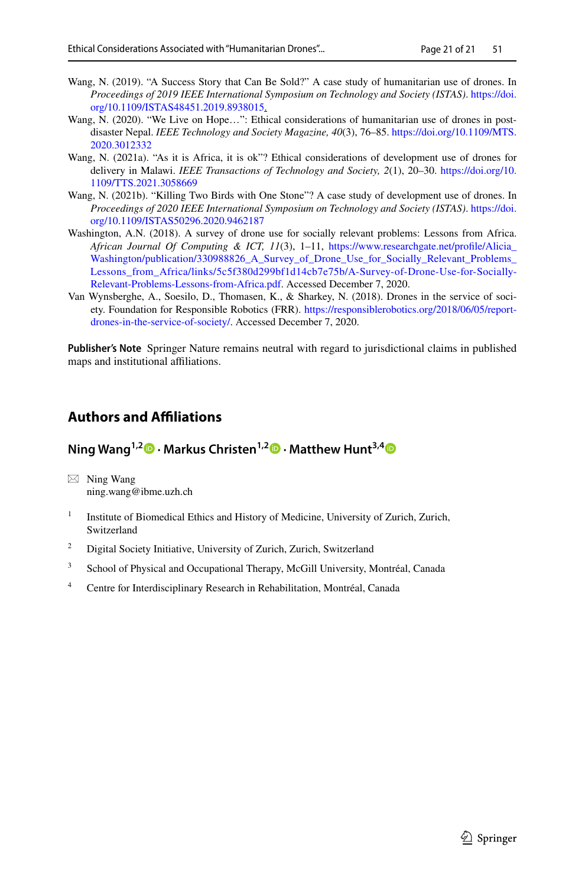Wang, N. (2019). "A Success Story that Can Be Sold?" A case study of humanitarian use of drones. In *Proceedings of 2019 IEEE International Symposium on Technology and Society (ISTAS)*. https://doi.org/10.1109/ISTAS48451.2019.8938015.

Wang, N. (2020). "We Live on Hope…": Ethical considerations of humanitarian use of drones in post-disaster Nepal. *IEEE Technology and Society Magazine, 40*(3), 76–85. https://doi.org/10.1109/MTS.2020.3012332

Wang, N. (2021a). "As it is Africa, it is ok"? Ethical considerations of development use of drones for delivery in Malawi. *IEEE Transactions of Technology and Society, 2*(1), 20–30. https://doi.org/10.1109/TTS.2021.3058669

Wang, N. (2021b). "Killing Two Birds with One Stone"? A case study of development use of drones. In *Proceedings of 2020 IEEE International Symposium on Technology and Society (ISTAS)*. https://doi.org/10.1109/ISTAS50296.2020.9462187

Washington, A.N. (2018). A survey of drone use for socially relevant problems: Lessons from Africa. *African Journal Of Computing & ICT, 11*(3), 1–11, https://www.researchgate.net/profile/Alicia_Washington/publication/330988826_A_Survey_of_Drone_Use_for_Socially_Relevant_Problems_Lessons_from_Africa/links/5c5f380d299bf1d14cb7e75b/A-Survey-of-Drone-Use-for-Socially-Relevant-Problems-Lessons-from-Africa.pdf. Accessed December 7, 2020.

Van Wynsberghe, A., Soesilo, D., Thomasen, K., & Sharkey, N. (2018). Drones in the service of society. Foundation for Responsible Robotics (FRR). https://responsiblerobotics.org/2018/06/05/report-drones-in-the-service-of-society/. Accessed December 7, 2020.

**Publisher's Note** Springer Nature remains neutral with regard to jurisdictional claims in published maps and institutional affiliations.

## Authors and Affiliations

### Ning Wang[1,2] · Markus Christen[1,2] · Matthew Hunt[3,4]

✉ Ning Wang
ning.wang@ibme.uzh.ch

[1] Institute of Biomedical Ethics and History of Medicine, University of Zurich, Zurich, Switzerland

[2] Digital Society Initiative, University of Zurich, Zurich, Switzerland

[3] School of Physical and Occupational Therapy, McGill University, Montréal, Canada

[4] Centre for Interdisciplinary Research in Rehabilitation, Montréal, Canada